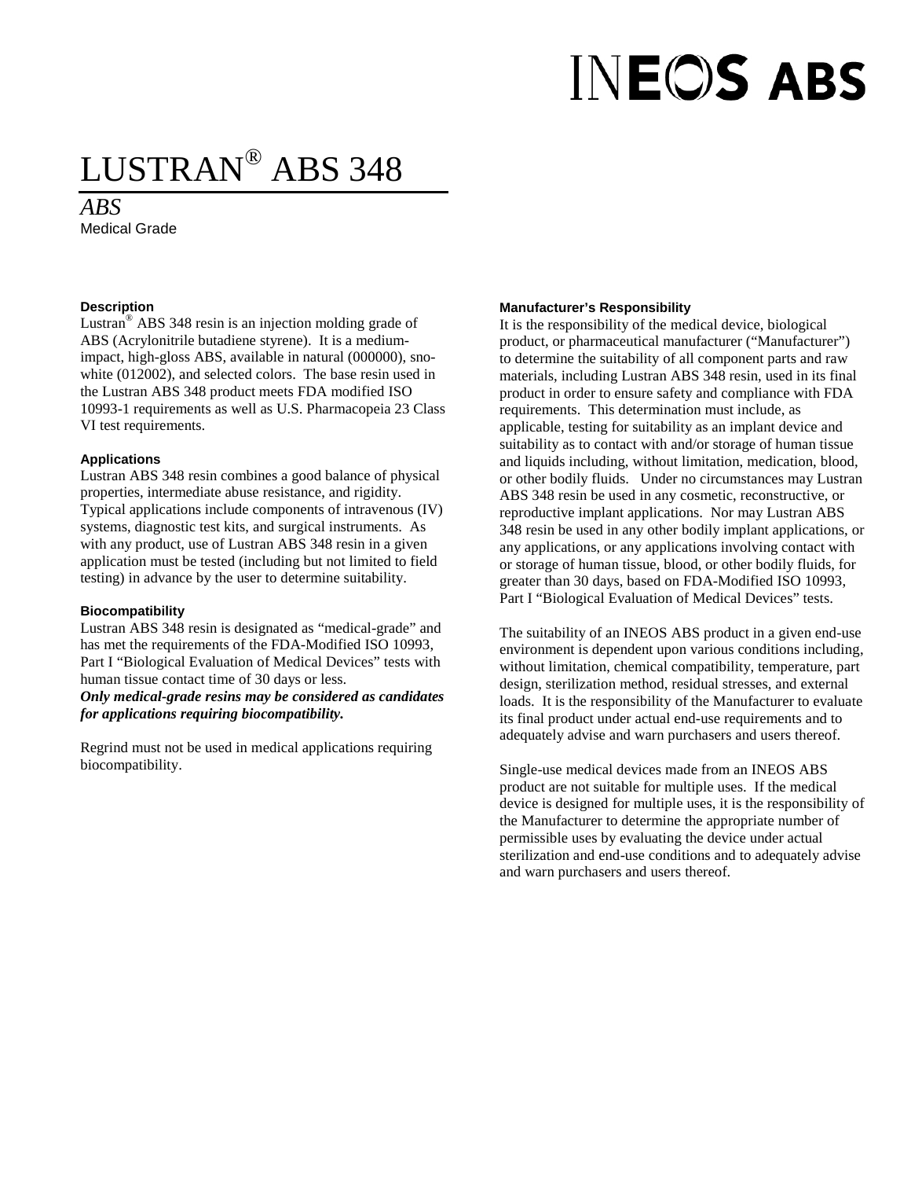INEOS ABS

# LUSTRAN® ABS 348

*ABS*

Medical Grade

### Description

Lustran® ABS 348 resin is an injection molding grade of ABS (Acrylonitrile butadiene styrene). It is a medium-impact, high-gloss ABS, available in natural (000000), sno-white (012002), and selected colors. The base resin used in the Lustran ABS 348 product meets FDA modified ISO 10993-1 requirements as well as U.S. Pharmacopeia 23 Class VI test requirements.

### Applications

Lustran ABS 348 resin combines a good balance of physical properties, intermediate abuse resistance, and rigidity. Typical applications include components of intravenous (IV) systems, diagnostic test kits, and surgical instruments. As with any product, use of Lustran ABS 348 resin in a given application must be tested (including but not limited to field testing) in advance by the user to determine suitability.

### Biocompatibility

Lustran ABS 348 resin is designated as "medical-grade" and has met the requirements of the FDA-Modified ISO 10993, Part I "Biological Evaluation of Medical Devices" tests with human tissue contact time of 30 days or less.

***Only medical-grade resins may be considered as candidates for applications requiring biocompatibility.***

Regrind must not be used in medical applications requiring biocompatibility.

### Manufacturer's Responsibility

It is the responsibility of the medical device, biological product, or pharmaceutical manufacturer ("Manufacturer") to determine the suitability of all component parts and raw materials, including Lustran ABS 348 resin, used in its final product in order to ensure safety and compliance with FDA requirements. This determination must include, as applicable, testing for suitability as an implant device and suitability as to contact with and/or storage of human tissue and liquids including, without limitation, medication, blood, or other bodily fluids. Under no circumstances may Lustran ABS 348 resin be used in any cosmetic, reconstructive, or reproductive implant applications. Nor may Lustran ABS 348 resin be used in any other bodily implant applications, or any applications, or any applications involving contact with or storage of human tissue, blood, or other bodily fluids, for greater than 30 days, based on FDA-Modified ISO 10993, Part I "Biological Evaluation of Medical Devices" tests.

The suitability of an INEOS ABS product in a given end-use environment is dependent upon various conditions including, without limitation, chemical compatibility, temperature, part design, sterilization method, residual stresses, and external loads. It is the responsibility of the Manufacturer to evaluate its final product under actual end-use requirements and to adequately advise and warn purchasers and users thereof.

Single-use medical devices made from an INEOS ABS product are not suitable for multiple uses. If the medical device is designed for multiple uses, it is the responsibility of the Manufacturer to determine the appropriate number of permissible uses by evaluating the device under actual sterilization and end-use conditions and to adequately advise and warn purchasers and users thereof.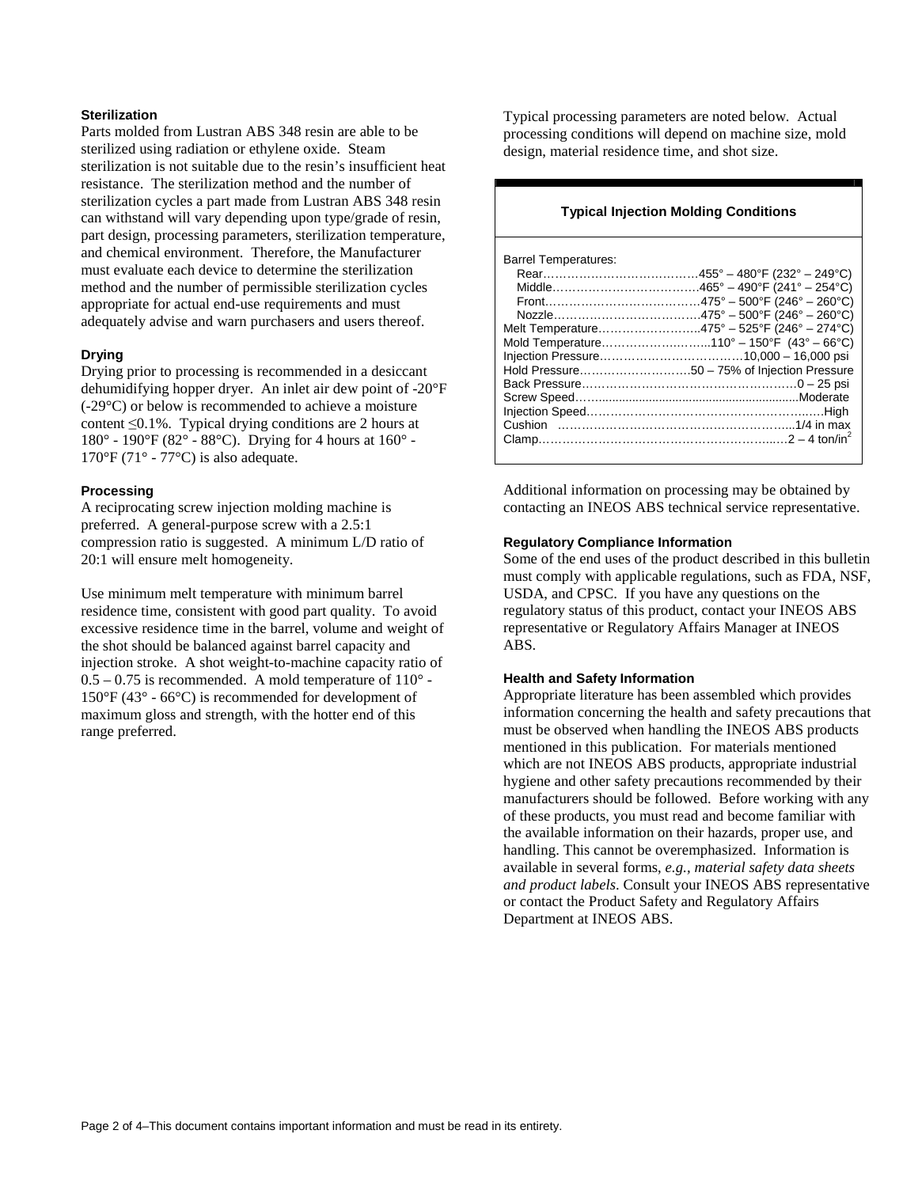### Sterilization

Parts molded from Lustran ABS 348 resin are able to be sterilized using radiation or ethylene oxide. Steam sterilization is not suitable due to the resin's insufficient heat resistance. The sterilization method and the number of sterilization cycles a part made from Lustran ABS 348 resin can withstand will vary depending upon type/grade of resin, part design, processing parameters, sterilization temperature, and chemical environment. Therefore, the Manufacturer must evaluate each device to determine the sterilization method and the number of permissible sterilization cycles appropriate for actual end-use requirements and must adequately advise and warn purchasers and users thereof.

### Drying

Drying prior to processing is recommended in a desiccant dehumidifying hopper dryer. An inlet air dew point of -20°F (-29°C) or below is recommended to achieve a moisture content ≤0.1%. Typical drying conditions are 2 hours at 180° - 190°F (82° - 88°C). Drying for 4 hours at 160° - 170°F (71° - 77°C) is also adequate.

### Processing

A reciprocating screw injection molding machine is preferred. A general-purpose screw with a 2.5:1 compression ratio is suggested. A minimum L/D ratio of 20:1 will ensure melt homogeneity.

Use minimum melt temperature with minimum barrel residence time, consistent with good part quality. To avoid excessive residence time in the barrel, volume and weight of the shot should be balanced against barrel capacity and injection stroke. A shot weight-to-machine capacity ratio of 0.5 – 0.75 is recommended. A mold temperature of 110° - 150°F (43° - 66°C) is recommended for development of maximum gloss and strength, with the hotter end of this range preferred.

Typical processing parameters are noted below. Actual processing conditions will depend on machine size, mold design, material residence time, and shot size.

**Typical Injection Molding Conditions**

| Parameter | Value |
|---|---|
| Barrel Temperatures: | |
| Rear | 455° – 480°F (232° – 249°C) |
| Middle | 465° – 490°F (241° – 254°C) |
| Front | 475° – 500°F (246° – 260°C) |
| Nozzle | 475° – 500°F (246° – 260°C) |
| Melt Temperature | 475° – 525°F (246° – 274°C) |
| Mold Temperature | 110° – 150°F (43° – 66°C) |
| Injection Pressure | 10,000 – 16,000 psi |
| Hold Pressure | 50 – 75% of Injection Pressure |
| Back Pressure | 0 – 25 psi |
| Screw Speed | Moderate |
| Injection Speed | High |
| Cushion | 1/4 in max |
| Clamp | 2 – 4 ton/in$^2$ |

Additional information on processing may be obtained by contacting an INEOS ABS technical service representative.

### Regulatory Compliance Information

Some of the end uses of the product described in this bulletin must comply with applicable regulations, such as FDA, NSF, USDA, and CPSC. If you have any questions on the regulatory status of this product, contact your INEOS ABS representative or Regulatory Affairs Manager at INEOS ABS.

### Health and Safety Information

Appropriate literature has been assembled which provides information concerning the health and safety precautions that must be observed when handling the INEOS ABS products mentioned in this publication. For materials mentioned which are not INEOS ABS products, appropriate industrial hygiene and other safety precautions recommended by their manufacturers should be followed. Before working with any of these products, you must read and become familiar with the available information on their hazards, proper use, and handling. This cannot be overemphasized. Information is available in several forms, *e.g., material safety data sheets and product labels*. Consult your INEOS ABS representative or contact the Product Safety and Regulatory Affairs Department at INEOS ABS.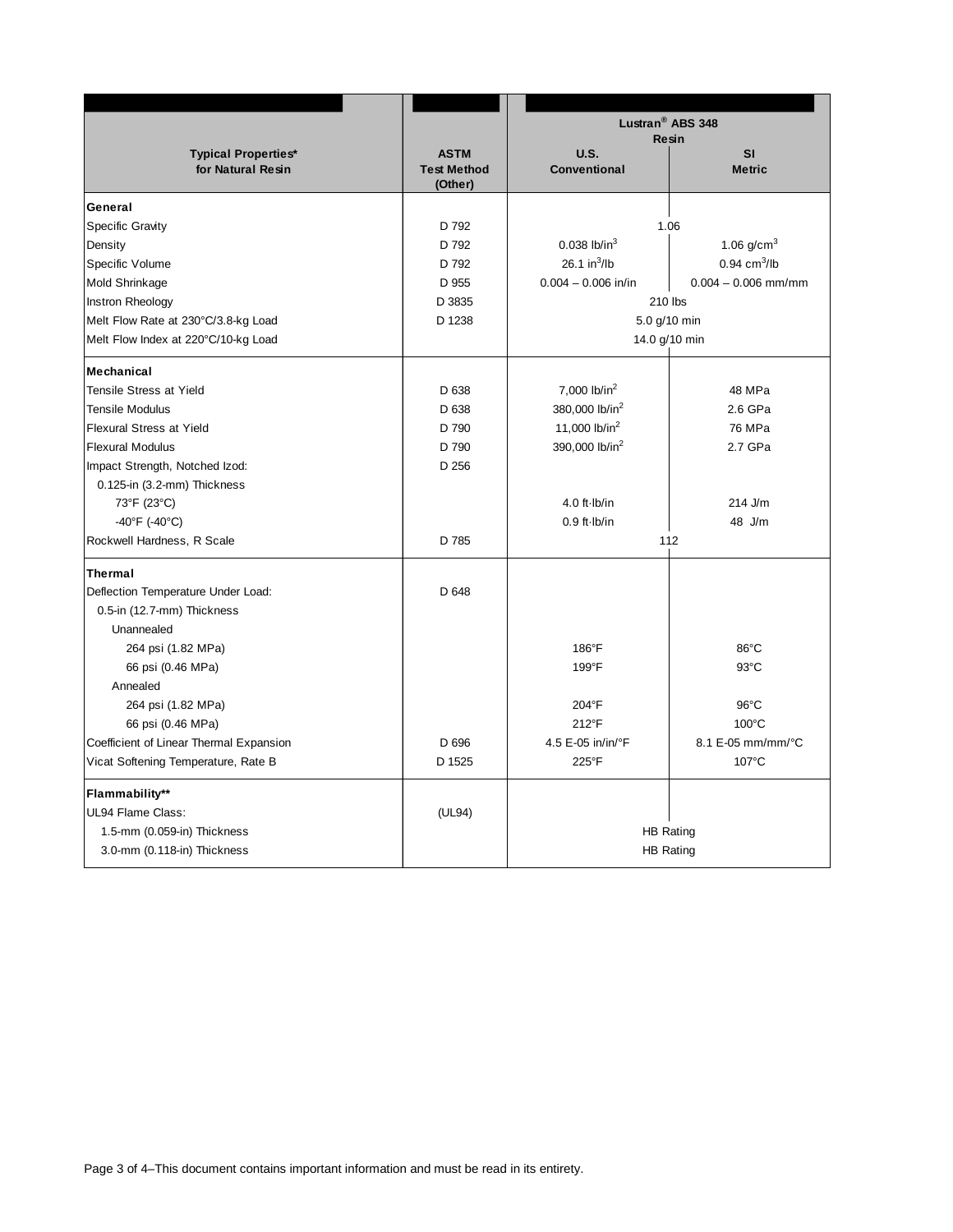| Typical Properties* for Natural Resin | ASTM Test Method (Other) | Lustran® ABS 348 Resin | |
|---|---|---|---|
| | | U.S. Conventional | SI Metric |
| **General** | | | |
| Specific Gravity | D 792 | 1.06 | |
| Density | D 792 | 0.038 lb/in$^3$ | 1.06 g/cm$^3$ |
| Specific Volume | D 792 | 26.1 in$^3$/lb | 0.94 cm$^3$/lb |
| Mold Shrinkage | D 955 | 0.004 – 0.006 in/in | 0.004 – 0.006 mm/mm |
| Instron Rheology | D 3835 | 210 lbs | |
| Melt Flow Rate at 230°C/3.8-kg Load | D 1238 | 5.0 g/10 min | |
| Melt Flow Index at 220°C/10-kg Load | | 14.0 g/10 min | |
| **Mechanical** | | | |
| Tensile Stress at Yield | D 638 | 7,000 lb/in$^2$ | 48 MPa |
| Tensile Modulus | D 638 | 380,000 lb/in$^2$ | 2.6 GPa |
| Flexural Stress at Yield | D 790 | 11,000 lb/in$^2$ | 76 MPa |
| Flexural Modulus | D 790 | 390,000 lb/in$^2$ | 2.7 GPa |
| Impact Strength, Notched Izod: | D 256 | | |
| 0.125-in (3.2-mm) Thickness | | | |
| 73°F (23°C) | | 4.0 ft·lb/in | 214 J/m |
| -40°F (-40°C) | | 0.9 ft·lb/in | 48 J/m |
| Rockwell Hardness, R Scale | D 785 | 112 | |
| **Thermal** | | | |
| Deflection Temperature Under Load: | D 648 | | |
| 0.5-in (12.7-mm) Thickness | | | |
| Unannealed | | | |
| 264 psi (1.82 MPa) | | 186°F | 86°C |
| 66 psi (0.46 MPa) | | 199°F | 93°C |
| Annealed | | | |
| 264 psi (1.82 MPa) | | 204°F | 96°C |
| 66 psi (0.46 MPa) | | 212°F | 100°C |
| Coefficient of Linear Thermal Expansion | D 696 | 4.5 E-05 in/in/°F | 8.1 E-05 mm/mm/°C |
| Vicat Softening Temperature, Rate B | D 1525 | 225°F | 107°C |
| **Flammability**** | | | |
| UL94 Flame Class: | (UL94) | | |
| 1.5-mm (0.059-in) Thickness | | HB Rating | |
| 3.0-mm (0.118-in) Thickness | | HB Rating | |

This document contains important information and must be read in its entirety.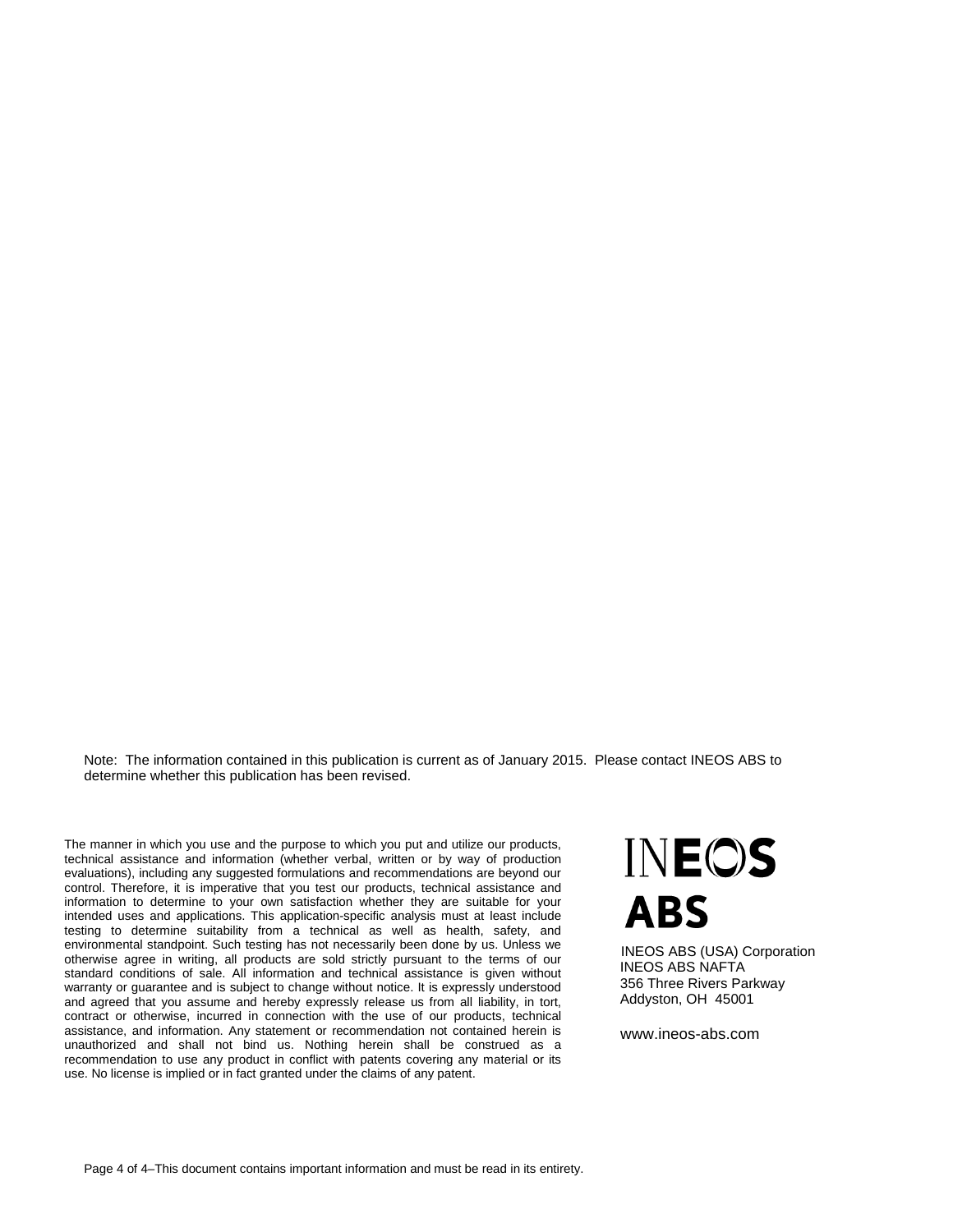Note: The information contained in this publication is current as of January 2015. Please contact INEOS ABS to determine whether this publication has been revised.

The manner in which you use and the purpose to which you put and utilize our products, technical assistance and information (whether verbal, written or by way of production evaluations), including any suggested formulations and recommendations are beyond our control. Therefore, it is imperative that you test our products, technical assistance and information to determine to your own satisfaction whether they are suitable for your intended uses and applications. This application-specific analysis must at least include testing to determine suitability from a technical as well as health, safety, and environmental standpoint. Such testing has not necessarily been done by us. Unless we otherwise agree in writing, all products are sold strictly pursuant to the terms of our standard conditions of sale. All information and technical assistance is given without warranty or guarantee and is subject to change without notice. It is expressly understood and agreed that you assume and hereby expressly release us from all liability, in tort, contract or otherwise, incurred in connection with the use of our products, technical assistance, and information. Any statement or recommendation not contained herein is unauthorized and shall not bind us. Nothing herein shall be construed as a recommendation to use any product in conflict with patents covering any material or its use. No license is implied or in fact granted under the claims of any patent.

INEOS
ABS

INEOS ABS (USA) Corporation
INEOS ABS NAFTA
356 Three Rivers Parkway
Addyston, OH 45001

www.ineos-abs.com

This document contains important information and must be read in its entirety.